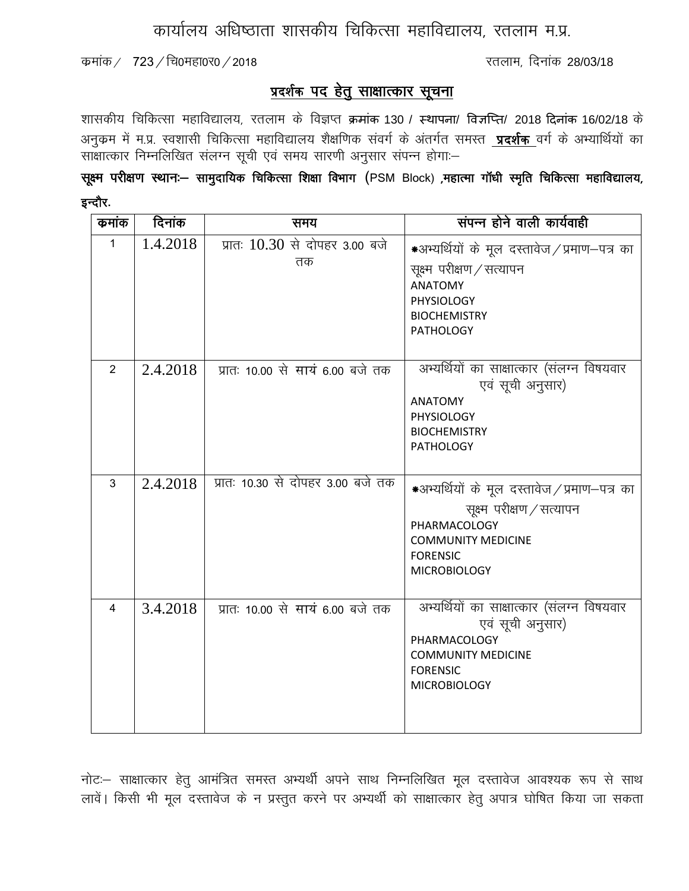# कार्यालय अधिष्ठाता शासकीय चिकित्सा महाविद्यालय, रतलाम म.प्र.

क्रमांक / 723 / चि0महा0र0 / 2018 रतलाम, दिनांक 28/03/18

## प्रदर्शक पद हेतु साक्षात्कार सूचना

शासकीय चिकित्सा महाविद्यालय, रतलाम के विज्ञप्त **क्रमांक** 130 / **स्थापना/ विज्ञप्ति/** 2018 **दिनांक** 16/02/18 के अनुक्रम में म.प्र. स्वशासी चिकित्सा महाविद्यालय शैक्षणिक संवर्ग के अंतर्गत समस्त **प्रदर्शक** वर्ग के अभ्यार्थियों का साक्षात्कार निम्नलिखित संलग्न सूची एवं समय सारणी अनुसार संपन्न होगाः–

**सूक्ष्म परीक्षण स्थानः– सामुदायिक चिकित्सा शिक्षा विभाग** (PSM Block) **,महात्मा गॉधी स्मृति चिकित्सा महाविद्यालय, इन्दौर.**

| क्रमांक | दिनांक | समय | संपन्न होने वाली कार्यवाही |
|---|---|---|---|
| 1 | 1.4.2018 | प्रातः 10.30 से दोपहर 3.00 बजे तक | *अभ्यर्थियों के मूल दस्तावेज / प्रमाण–पत्र का सूक्ष्म परीक्षण / सत्यापन<br>ANATOMY<br>PHYSIOLOGY<br>BIOCHEMISTRY<br>PATHOLOGY |
| 2 | 2.4.2018 | प्रातः 10.00 से सायं 6.00 बजे तक | अभ्यर्थियों का साक्षात्कार (संलग्न विषयवार एवं सूची अनुसार)<br>ANATOMY<br>PHYSIOLOGY<br>BIOCHEMISTRY<br>PATHOLOGY |
| 3 | 2.4.2018 | प्रातः 10.30 से दोपहर 3.00 बजे तक | *अभ्यर्थियों के मूल दस्तावेज / प्रमाण–पत्र का सूक्ष्म परीक्षण / सत्यापन<br>PHARMACOLOGY<br>COMMUNITY MEDICINE<br>FORENSIC<br>MICROBIOLOGY |
| 4 | 3.4.2018 | प्रातः 10.00 से सायं 6.00 बजे तक | अभ्यर्थियों का साक्षात्कार (संलग्न विषयवार एवं सूची अनुसार)<br>PHARMACOLOGY<br>COMMUNITY MEDICINE<br>FORENSIC<br>MICROBIOLOGY |

नोटः– साक्षात्कार हेतु आमंत्रित समस्त अभ्यर्थी अपने साथ निम्नलिखित मूल दस्तावेज आवश्यक रूप से साथ लावें। किसी भी मूल दस्तावेज के न प्रस्तुत करने पर अभ्यर्थी को साक्षात्कार हेतु अपात्र घोषित किया जा सकता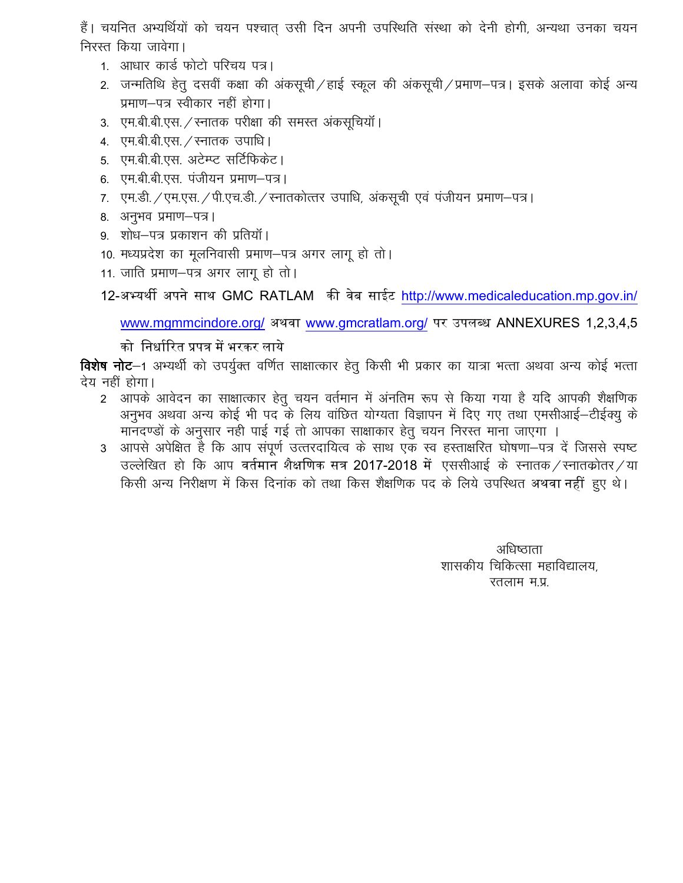हैं। चयनित अभ्यर्थियों को चयन पश्चात् उसी दिन अपनी उपस्थिति संस्था को देनी होगी, अन्यथा उनका चयन निरस्त किया जावेगा।

1. आधार कार्ड फोटो परिचय पत्र।
2. जन्मतिथि हेतु दसवीं कक्षा की अंकसूची / हाई स्कूल की अंकसूची / प्रमाण–पत्र। इसके अलावा कोई अन्य प्रमाण–पत्र स्वीकार नहीं होगा।
3. एम.बी.बी.एस. / स्नातक परीक्षा की समस्त अंकसूचियॉ।
4. एम.बी.बी.एस. / स्नातक उपाधि।
5. एम.बी.बी.एस. अटेम्प्ट सर्टिफिकेट।
6. एम.बी.बी.एस. पंजीयन प्रमाण–पत्र।
7. एम.डी. / एम.एस. / पी.एच.डी. / स्नातकोत्तर उपाधि, अंकसूची एवं पंजीयन प्रमाण–पत्र।
8. अनुभव प्रमाण–पत्र।
9. शोध–पत्र प्रकाशन की प्रतियॉ।
10. मध्यप्रदेश का मूलनिवासी प्रमाण–पत्र अगर लागू हो तो।
11. जाति प्रमाण–पत्र अगर लागू हो तो।
12. अभ्यर्थी अपने साथ GMC RATLAM की वेब साईट http://www.medicaleducation.mp.gov.in/ www.mgmmcindore.org/ अथवा www.gmcratlam.org/ पर उपलब्ध ANNEXURES 1,2,3,4,5 को निर्धारित प्रपत्र में भरकर लाये

**विशेष नोट**–1 अभ्यर्थी को उपर्युक्त वर्णित साक्षात्कार हेतु किसी भी प्रकार का यात्रा भत्ता अथवा अन्य कोई भत्ता देय नहीं होगा।

2 आपके आवेदन का साक्षात्कार हेतु चयन वर्तमान में अंनतिम रूप से किया गया है यदि आपकी शैक्षणिक अनुभव अथवा अन्य कोई भी पद के लिय वांछित योग्यता विज्ञापन में दिए गए तथा एमसीआई–टीईक्यु के मानदण्डों के अनुसार नही पाई गई तो आपका साक्षाकार हेतु चयन निरस्त माना जाएगा ।

3 आपसे अपेक्षित है कि आप संपूर्ण उत्तरदायित्व के साथ एक स्व हस्ताक्षरित घोषणा–पत्र दें जिससे स्पष्ट उल्लेखित हो कि आप **वर्तमान शैक्षणिक सत्र 2017-2018 में** एससीआई के स्नातक / स्नातकोतर / या किसी अन्य निरीक्षण में किस दिनांक को तथा किस शैक्षणिक पद के लिये उपस्थित **अथवा नहीं** हुए थे।

अधिष्ठाता
शासकीय चिकित्सा महाविद्यालय,
रतलाम म.प्र.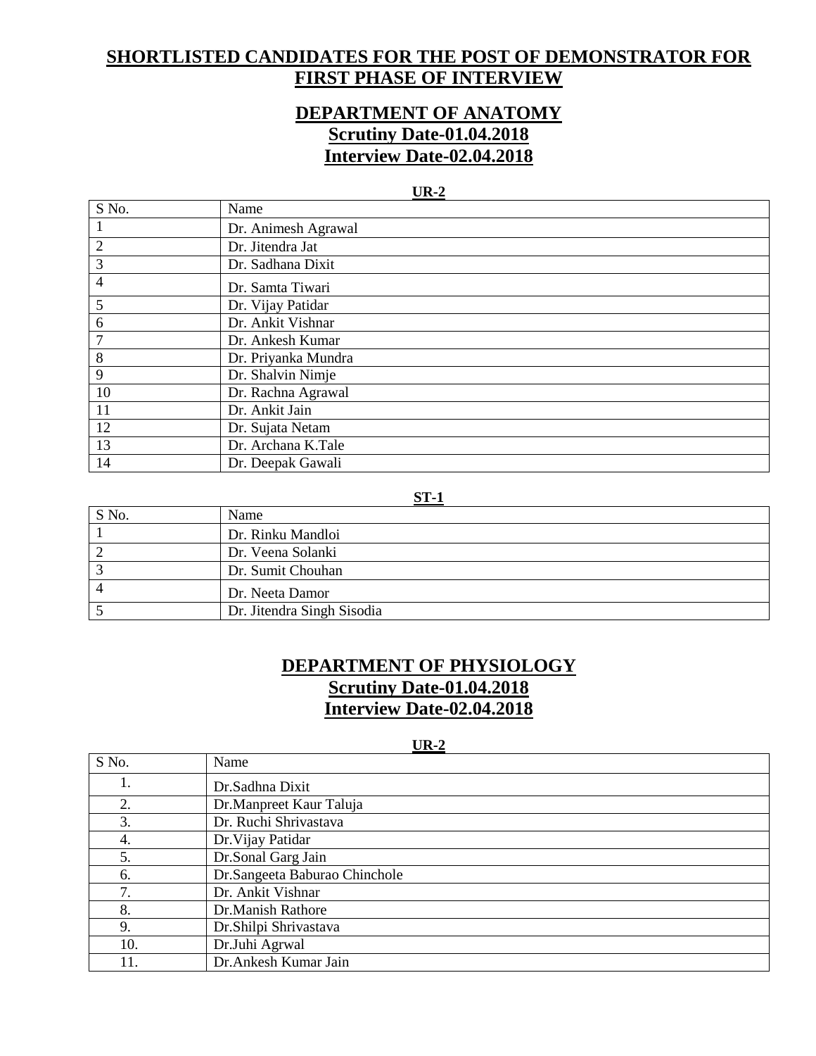## SHORTLISTED CANDIDATES FOR THE POST OF DEMONSTRATOR FOR FIRST PHASE OF INTERVIEW

## DEPARTMENT OF ANATOMY

### Scrutiny Date-01.04.2018

### Interview Date-02.04.2018

**UR-2**

| S No. | Name |
|---|---|
| 1 | Dr. Animesh Agrawal |
| 2 | Dr. Jitendra Jat |
| 3 | Dr. Sadhana Dixit |
| 4 | Dr. Samta Tiwari |
| 5 | Dr. Vijay Patidar |
| 6 | Dr. Ankit Vishnar |
| 7 | Dr. Ankesh Kumar |
| 8 | Dr. Priyanka Mundra |
| 9 | Dr. Shalvin Nimje |
| 10 | Dr. Rachna Agrawal |
| 11 | Dr. Ankit Jain |
| 12 | Dr. Sujata Netam |
| 13 | Dr. Archana K.Tale |
| 14 | Dr. Deepak Gawali |

**ST-1**

| S No. | Name |
|---|---|
| 1 | Dr. Rinku Mandloi |
| 2 | Dr. Veena Solanki |
| 3 | Dr. Sumit Chouhan |
| 4 | Dr. Neeta Damor |
| 5 | Dr. Jitendra Singh Sisodia |

## DEPARTMENT OF PHYSIOLOGY

### Scrutiny Date-01.04.2018

### Interview Date-02.04.2018

**UR-2**

| S No. | Name |
|---|---|
| 1. | Dr.Sadhna Dixit |
| 2. | Dr.Manpreet Kaur Taluja |
| 3. | Dr. Ruchi Shrivastava |
| 4. | Dr.Vijay Patidar |
| 5. | Dr.Sonal Garg Jain |
| 6. | Dr.Sangeeta Baburao Chinchole |
| 7. | Dr. Ankit Vishnar |
| 8. | Dr.Manish Rathore |
| 9. | Dr.Shilpi Shrivastava |
| 10. | Dr.Juhi Agrwal |
| 11. | Dr.Ankesh Kumar Jain |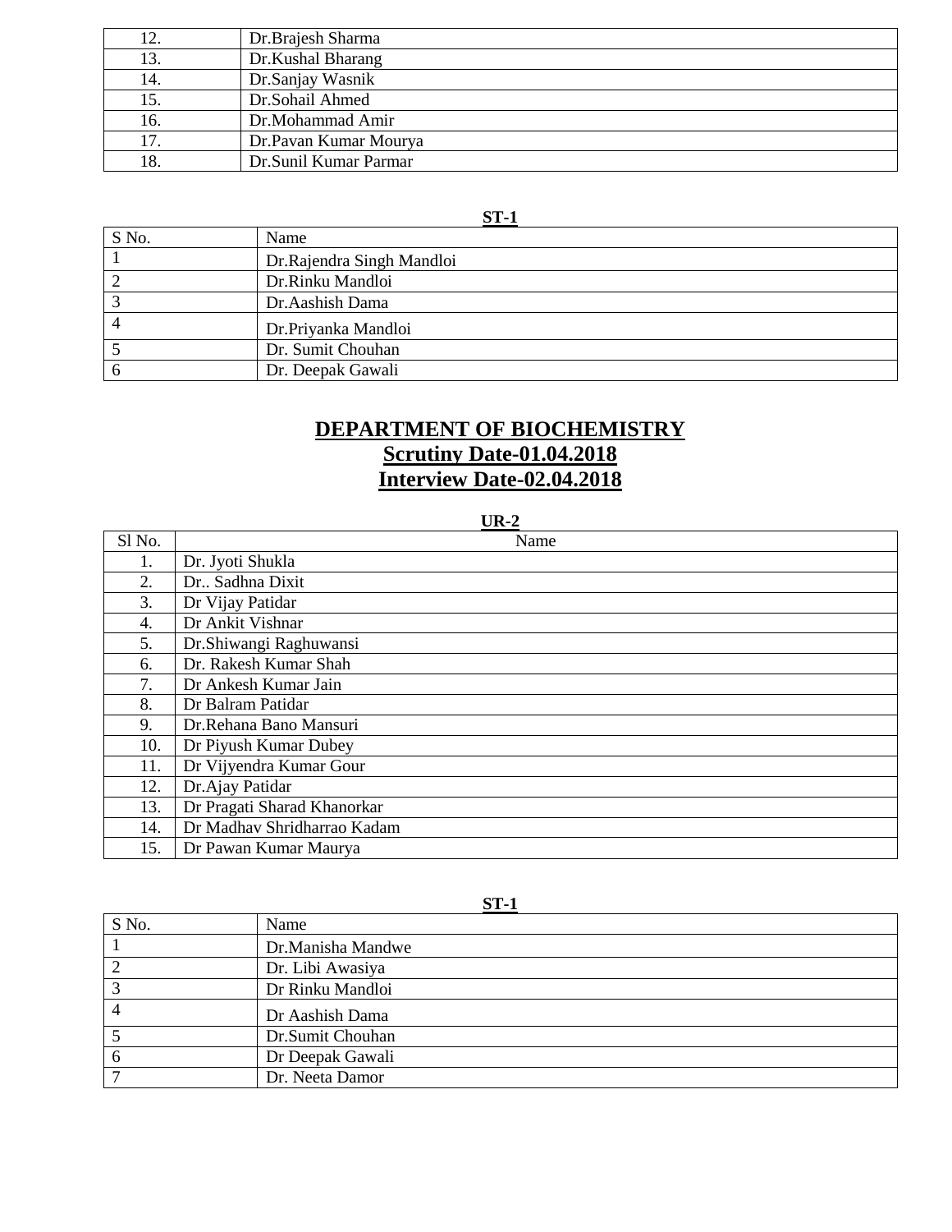| | |
|---|---|
| 12. | Dr.Brajesh Sharma |
| 13. | Dr.Kushal Bharang |
| 14. | Dr.Sanjay Wasnik |
| 15. | Dr.Sohail Ahmed |
| 16. | Dr.Mohammad Amir |
| 17. | Dr.Pavan Kumar Mourya |
| 18. | Dr.Sunil Kumar Parmar |

**ST-1**

| S No. | Name |
|---|---|
| 1 | Dr.Rajendra Singh Mandloi |
| 2 | Dr.Rinku Mandloi |
| 3 | Dr.Aashish Dama |
| 4 | Dr.Priyanka Mandloi |
| 5 | Dr. Sumit Chouhan |
| 6 | Dr. Deepak Gawali |

## DEPARTMENT OF BIOCHEMISTRY
## Scrutiny Date-01.04.2018
## Interview Date-02.04.2018

**UR-2**

| Sl No. | Name |
|---|---|
| 1. | Dr. Jyoti Shukla |
| 2. | Dr.. Sadhna Dixit |
| 3. | Dr Vijay Patidar |
| 4. | Dr Ankit Vishnar |
| 5. | Dr.Shiwangi Raghuwansi |
| 6. | Dr. Rakesh Kumar Shah |
| 7. | Dr Ankesh Kumar Jain |
| 8. | Dr Balram Patidar |
| 9. | Dr.Rehana Bano Mansuri |
| 10. | Dr Piyush Kumar Dubey |
| 11. | Dr Vijyendra Kumar Gour |
| 12. | Dr.Ajay Patidar |
| 13. | Dr Pragati Sharad Khanorkar |
| 14. | Dr Madhav Shridharrao Kadam |
| 15. | Dr Pawan Kumar Maurya |

**ST-1**

| S No. | Name |
|---|---|
| 1 | Dr.Manisha Mandwe |
| 2 | Dr. Libi Awasiya |
| 3 | Dr Rinku Mandloi |
| 4 | Dr Aashish Dama |
| 5 | Dr.Sumit Chouhan |
| 6 | Dr Deepak Gawali |
| 7 | Dr. Neeta Damor |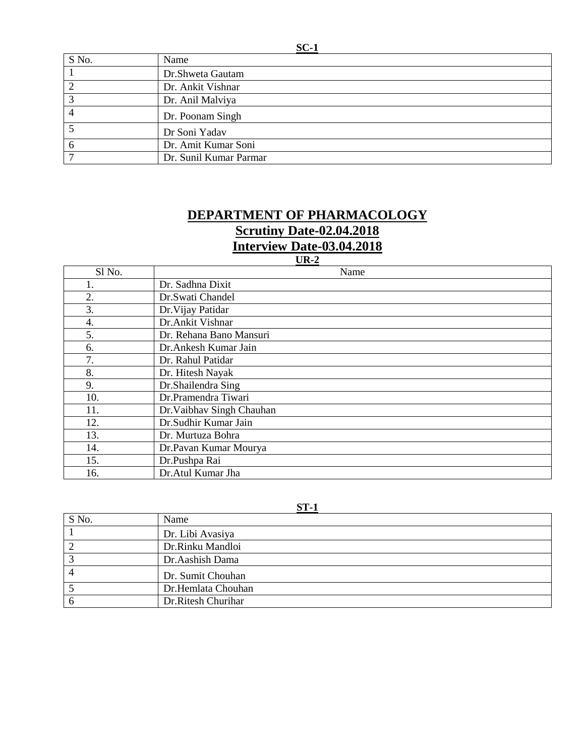**SC-1**

| S No. | Name |
|---|---|
| 1 | Dr.Shweta Gautam |
| 2 | Dr. Ankit Vishnar |
| 3 | Dr. Anil Malviya |
| 4 | Dr. Poonam Singh |
| 5 | Dr Soni Yadav |
| 6 | Dr. Amit Kumar Soni |
| 7 | Dr. Sunil Kumar Parmar |

# DEPARTMENT OF PHARMACOLOGY

## Scrutiny Date-02.04.2018

## Interview Date-03.04.2018

**UR-2**

| Sl No. | Name |
|---|---|
| 1. | Dr. Sadhna Dixit |
| 2. | Dr.Swati Chandel |
| 3. | Dr.Vijay Patidar |
| 4. | Dr.Ankit Vishnar |
| 5. | Dr. Rehana Bano Mansuri |
| 6. | Dr.Ankesh Kumar Jain |
| 7. | Dr. Rahul Patidar |
| 8. | Dr. Hitesh Nayak |
| 9. | Dr.Shailendra Sing |
| 10. | Dr.Pramendra Tiwari |
| 11. | Dr.Vaibhav Singh Chauhan |
| 12. | Dr.Sudhir Kumar Jain |
| 13. | Dr. Murtuza Bohra |
| 14. | Dr.Pavan Kumar Mourya |
| 15. | Dr.Pushpa Rai |
| 16. | Dr.Atul Kumar Jha |

**ST-1**

| S No. | Name |
|---|---|
| 1 | Dr. Libi Avasiya |
| 2 | Dr.Rinku Mandloi |
| 3 | Dr.Aashish Dama |
| 4 | Dr. Sumit Chouhan |
| 5 | Dr.Hemlata Chouhan |
| 6 | Dr.Ritesh Churihar |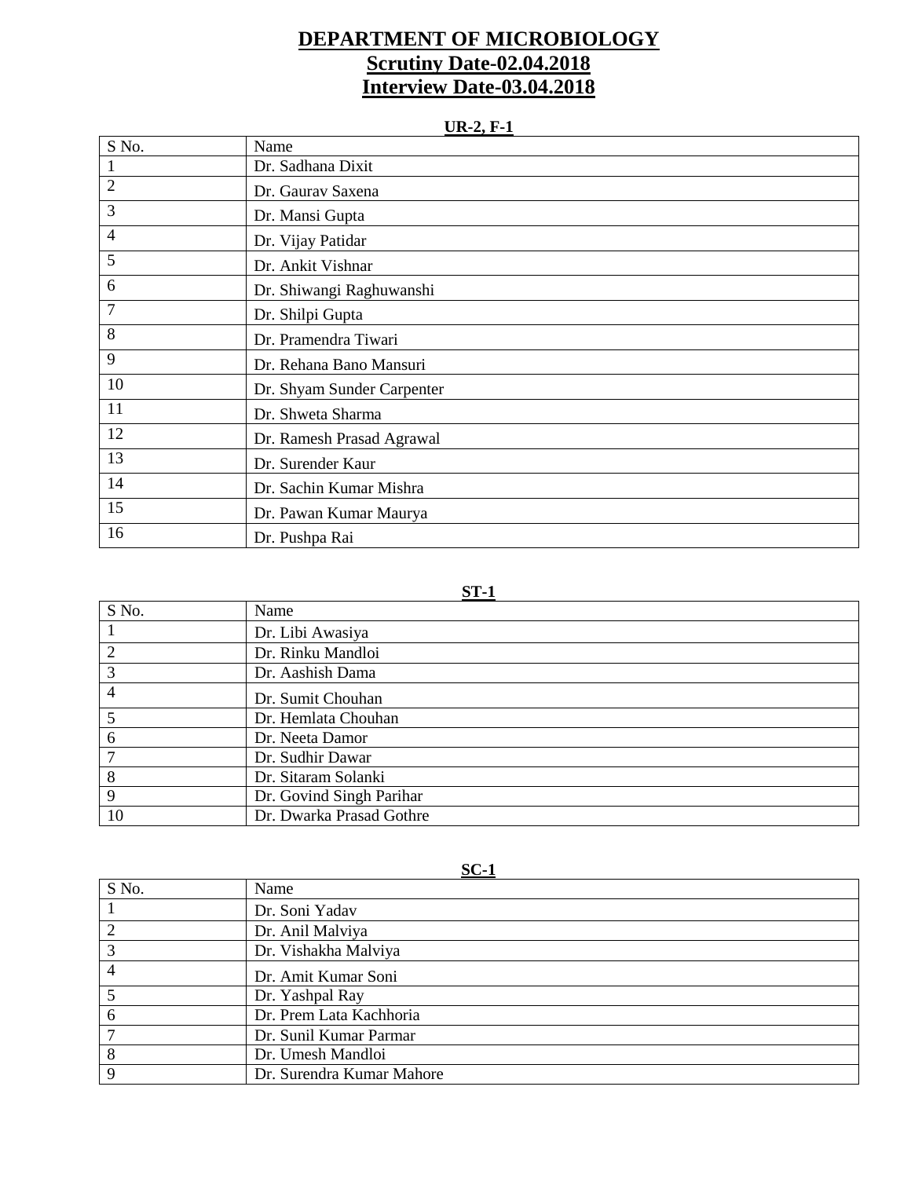# DEPARTMENT OF MICROBIOLOGY

## Scrutiny Date-02.04.2018

## Interview Date-03.04.2018

### UR-2, F-1

| S No. | Name |
|---|---|
| 1 | Dr. Sadhana Dixit |
| 2 | Dr. Gaurav Saxena |
| 3 | Dr. Mansi Gupta |
| 4 | Dr. Vijay Patidar |
| 5 | Dr. Ankit Vishnar |
| 6 | Dr. Shiwangi Raghuwanshi |
| 7 | Dr. Shilpi Gupta |
| 8 | Dr. Pramendra Tiwari |
| 9 | Dr. Rehana Bano Mansuri |
| 10 | Dr. Shyam Sunder Carpenter |
| 11 | Dr. Shweta Sharma |
| 12 | Dr. Ramesh Prasad Agrawal |
| 13 | Dr. Surender Kaur |
| 14 | Dr. Sachin Kumar Mishra |
| 15 | Dr. Pawan Kumar Maurya |
| 16 | Dr. Pushpa Rai |

### ST-1

| S No. | Name |
|---|---|
| 1 | Dr. Libi Awasiya |
| 2 | Dr. Rinku Mandloi |
| 3 | Dr. Aashish Dama |
| 4 | Dr. Sumit Chouhan |
| 5 | Dr. Hemlata Chouhan |
| 6 | Dr. Neeta Damor |
| 7 | Dr. Sudhir Dawar |
| 8 | Dr. Sitaram Solanki |
| 9 | Dr. Govind Singh Parihar |
| 10 | Dr. Dwarka Prasad Gothre |

### SC-1

| S No. | Name |
|---|---|
| 1 | Dr. Soni Yadav |
| 2 | Dr. Anil Malviya |
| 3 | Dr. Vishakha Malviya |
| 4 | Dr. Amit Kumar Soni |
| 5 | Dr. Yashpal Ray |
| 6 | Dr. Prem Lata Kachhoria |
| 7 | Dr. Sunil Kumar Parmar |
| 8 | Dr. Umesh Mandloi |
| 9 | Dr. Surendra Kumar Mahore |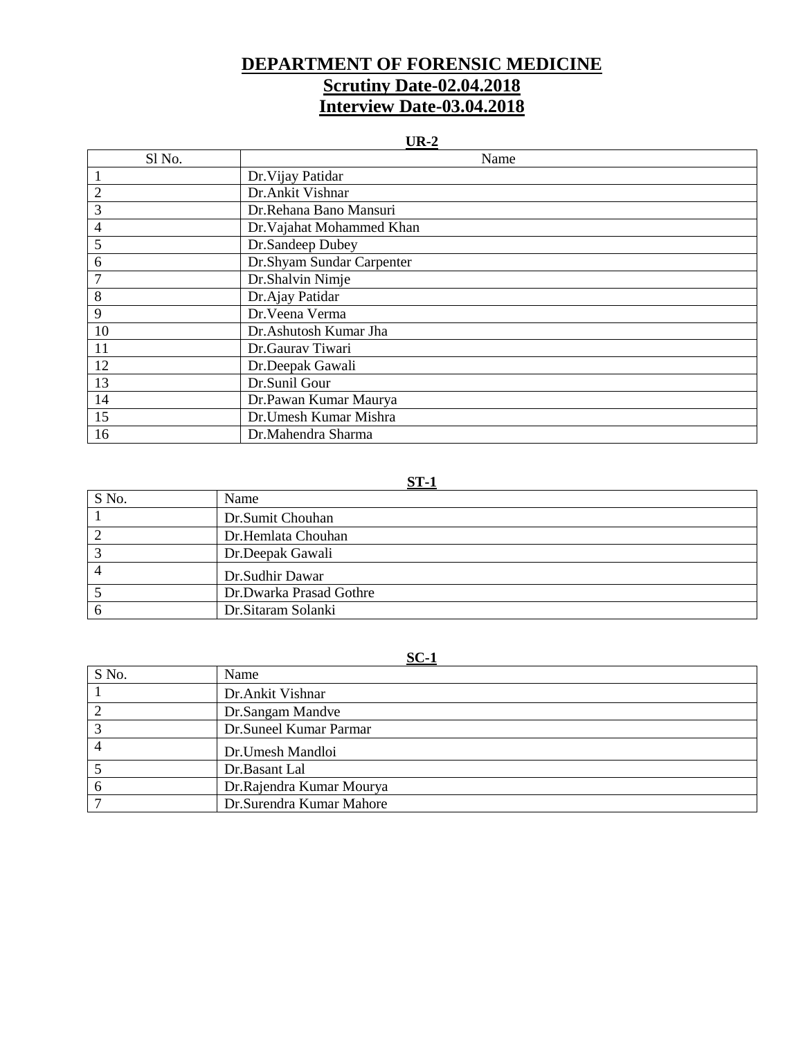# DEPARTMENT OF FORENSIC MEDICINE

## Scrutiny Date-02.04.2018

## Interview Date-03.04.2018

**UR-2**

| Sl No. | Name |
|---|---|
| 1 | Dr.Vijay Patidar |
| 2 | Dr.Ankit Vishnar |
| 3 | Dr.Rehana Bano Mansuri |
| 4 | Dr.Vajahat Mohammed Khan |
| 5 | Dr.Sandeep Dubey |
| 6 | Dr.Shyam Sundar Carpenter |
| 7 | Dr.Shalvin Nimje |
| 8 | Dr.Ajay Patidar |
| 9 | Dr.Veena Verma |
| 10 | Dr.Ashutosh Kumar Jha |
| 11 | Dr.Gaurav Tiwari |
| 12 | Dr.Deepak Gawali |
| 13 | Dr.Sunil Gour |
| 14 | Dr.Pawan Kumar Maurya |
| 15 | Dr.Umesh Kumar Mishra |
| 16 | Dr.Mahendra Sharma |

**ST-1**

| S No. | Name |
|---|---|
| 1 | Dr.Sumit Chouhan |
| 2 | Dr.Hemlata Chouhan |
| 3 | Dr.Deepak Gawali |
| 4 | Dr.Sudhir Dawar |
| 5 | Dr.Dwarka Prasad Gothre |
| 6 | Dr.Sitaram Solanki |

**SC-1**

| S No. | Name |
|---|---|
| 1 | Dr.Ankit Vishnar |
| 2 | Dr.Sangam Mandve |
| 3 | Dr.Suneel Kumar Parmar |
| 4 | Dr.Umesh Mandloi |
| 5 | Dr.Basant Lal |
| 6 | Dr.Rajendra Kumar Mourya |
| 7 | Dr.Surendra Kumar Mahore |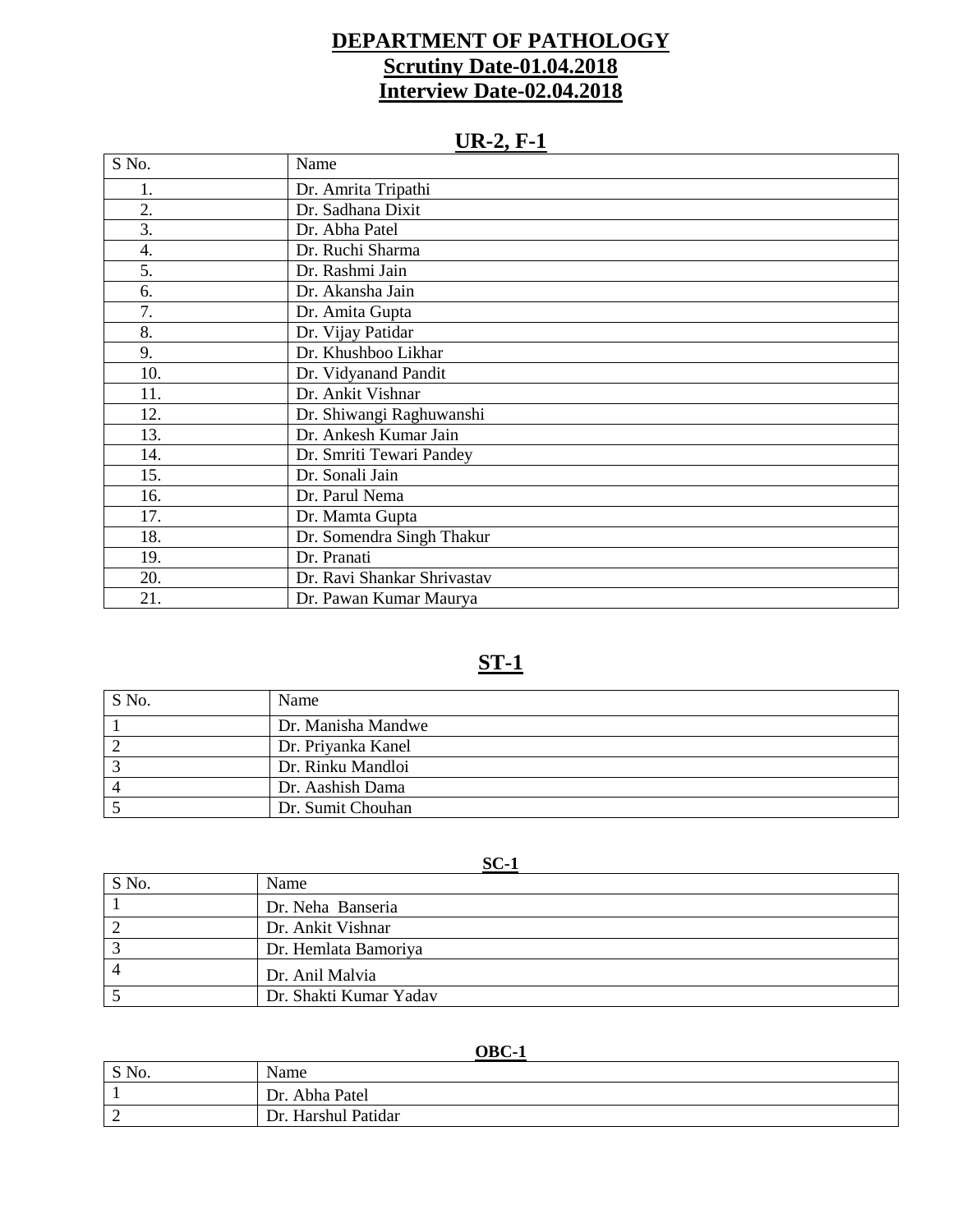# DEPARTMENT OF PATHOLOGY

## Scrutiny Date-01.04.2018

## Interview Date-02.04.2018

### UR-2, F-1

| S No. | Name |
|---|---|
| 1. | Dr. Amrita Tripathi |
| 2. | Dr. Sadhana Dixit |
| 3. | Dr. Abha Patel |
| 4. | Dr. Ruchi Sharma |
| 5. | Dr. Rashmi Jain |
| 6. | Dr. Akansha Jain |
| 7. | Dr. Amita Gupta |
| 8. | Dr. Vijay Patidar |
| 9. | Dr. Khushboo Likhar |
| 10. | Dr. Vidyanand Pandit |
| 11. | Dr. Ankit Vishnar |
| 12. | Dr. Shiwangi Raghuwanshi |
| 13. | Dr. Ankesh Kumar Jain |
| 14. | Dr. Smriti Tewari Pandey |
| 15. | Dr. Sonali Jain |
| 16. | Dr. Parul Nema |
| 17. | Dr. Mamta Gupta |
| 18. | Dr. Somendra Singh Thakur |
| 19. | Dr. Pranati |
| 20. | Dr. Ravi Shankar Shrivastav |
| 21. | Dr. Pawan Kumar Maurya |

### ST-1

| S No. | Name |
|---|---|
| 1 | Dr. Manisha Mandwe |
| 2 | Dr. Priyanka Kanel |
| 3 | Dr. Rinku Mandloi |
| 4 | Dr. Aashish Dama |
| 5 | Dr. Sumit Chouhan |

### SC-1

| S No. | Name |
|---|---|
| 1 | Dr. Neha Banseria |
| 2 | Dr. Ankit Vishnar |
| 3 | Dr. Hemlata Bamoriya |
| 4 | Dr. Anil Malvia |
| 5 | Dr. Shakti Kumar Yadav |

### OBC-1

| S No. | Name |
|---|---|
| 1 | Dr. Abha Patel |
| 2 | Dr. Harshul Patidar |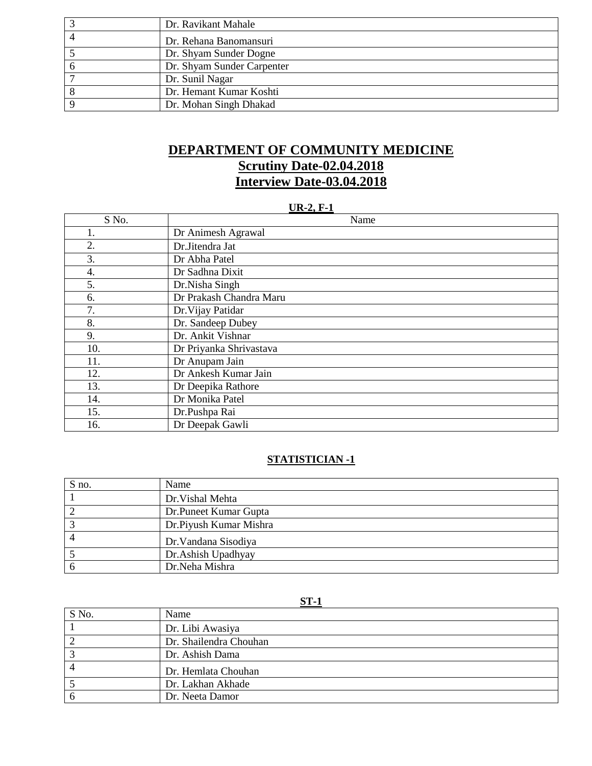| | |
|---|---|
| 3 | Dr. Ravikant Mahale |
| 4 | Dr. Rehana Banomansuri |
| 5 | Dr. Shyam Sunder Dogne |
| 6 | Dr. Shyam Sunder Carpenter |
| 7 | Dr. Sunil Nagar |
| 8 | Dr. Hemant Kumar Koshti |
| 9 | Dr. Mohan Singh Dhakad |

# DEPARTMENT OF COMMUNITY MEDICINE
## Scrutiny Date-02.04.2018
## Interview Date-03.04.2018

**UR-2, F-1**

| S No. | Name |
|---|---|
| 1. | Dr Animesh Agrawal |
| 2. | Dr.Jitendra Jat |
| 3. | Dr Abha Patel |
| 4. | Dr Sadhna Dixit |
| 5. | Dr.Nisha Singh |
| 6. | Dr Prakash Chandra Maru |
| 7. | Dr.Vijay Patidar |
| 8. | Dr. Sandeep Dubey |
| 9. | Dr. Ankit Vishnar |
| 10. | Dr Priyanka Shrivastava |
| 11. | Dr Anupam Jain |
| 12. | Dr Ankesh Kumar Jain |
| 13. | Dr Deepika Rathore |
| 14. | Dr Monika Patel |
| 15. | Dr.Pushpa Rai |
| 16. | Dr Deepak Gawli |

**STATISTICIAN -1**

| S no. | Name |
|---|---|
| 1 | Dr.Vishal Mehta |
| 2 | Dr.Puneet Kumar Gupta |
| 3 | Dr.Piyush Kumar Mishra |
| 4 | Dr.Vandana Sisodiya |
| 5 | Dr.Ashish Upadhyay |
| 6 | Dr.Neha Mishra |

**ST-1**

| S No. | Name |
|---|---|
| 1 | Dr. Libi Awasiya |
| 2 | Dr. Shailendra Chouhan |
| 3 | Dr. Ashish Dama |
| 4 | Dr. Hemlata Chouhan |
| 5 | Dr. Lakhan Akhade |
| 6 | Dr. Neeta Damor |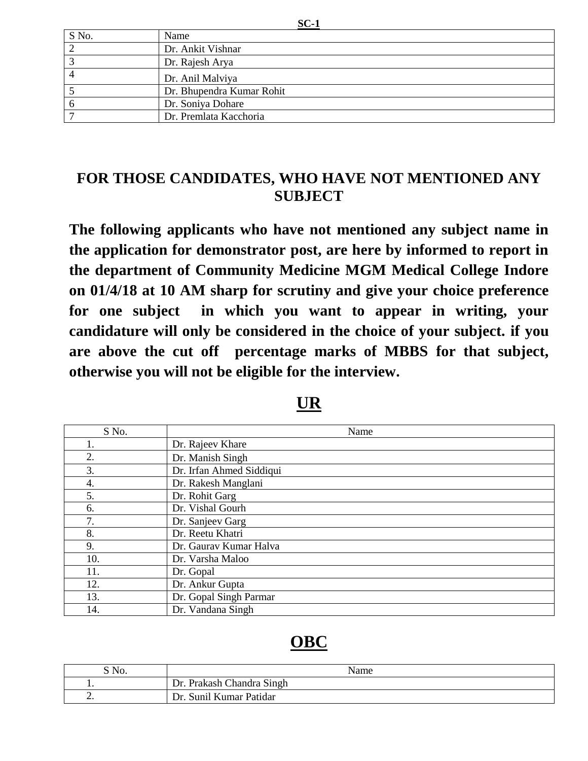**SC-1**

| S No. | Name |
|---|---|
| 2 | Dr. Ankit Vishnar |
| 3 | Dr. Rajesh Arya |
| 4 | Dr. Anil Malviya |
| 5 | Dr. Bhupendra Kumar Rohit |
| 6 | Dr. Soniya Dohare |
| 7 | Dr. Premlata Kacchoria |

## FOR THOSE CANDIDATES, WHO HAVE NOT MENTIONED ANY SUBJECT

**The following applicants who have not mentioned any subject name in the application for demonstrator post, are here by informed to report in the department of Community Medicine MGM Medical College Indore on 01/4/18 at 10 AM sharp for scrutiny and give your choice preference for one subject in which you want to appear in writing, your candidature will only be considered in the choice of your subject. if you are above the cut off percentage marks of MBBS for that subject, otherwise you will not be eligible for the interview.**

## UR

| S No. | Name |
|---|---|
| 1. | Dr. Rajeev Khare |
| 2. | Dr. Manish Singh |
| 3. | Dr. Irfan Ahmed Siddiqui |
| 4. | Dr. Rakesh Manglani |
| 5. | Dr. Rohit Garg |
| 6. | Dr. Vishal Gourh |
| 7. | Dr. Sanjeev Garg |
| 8. | Dr. Reetu Khatri |
| 9. | Dr. Gaurav Kumar Halva |
| 10. | Dr. Varsha Maloo |
| 11. | Dr. Gopal |
| 12. | Dr. Ankur Gupta |
| 13. | Dr. Gopal Singh Parmar |
| 14. | Dr. Vandana Singh |

## OBC

| S No. | Name |
|---|---|
| 1. | Dr. Prakash Chandra Singh |
| 2. | Dr. Sunil Kumar Patidar |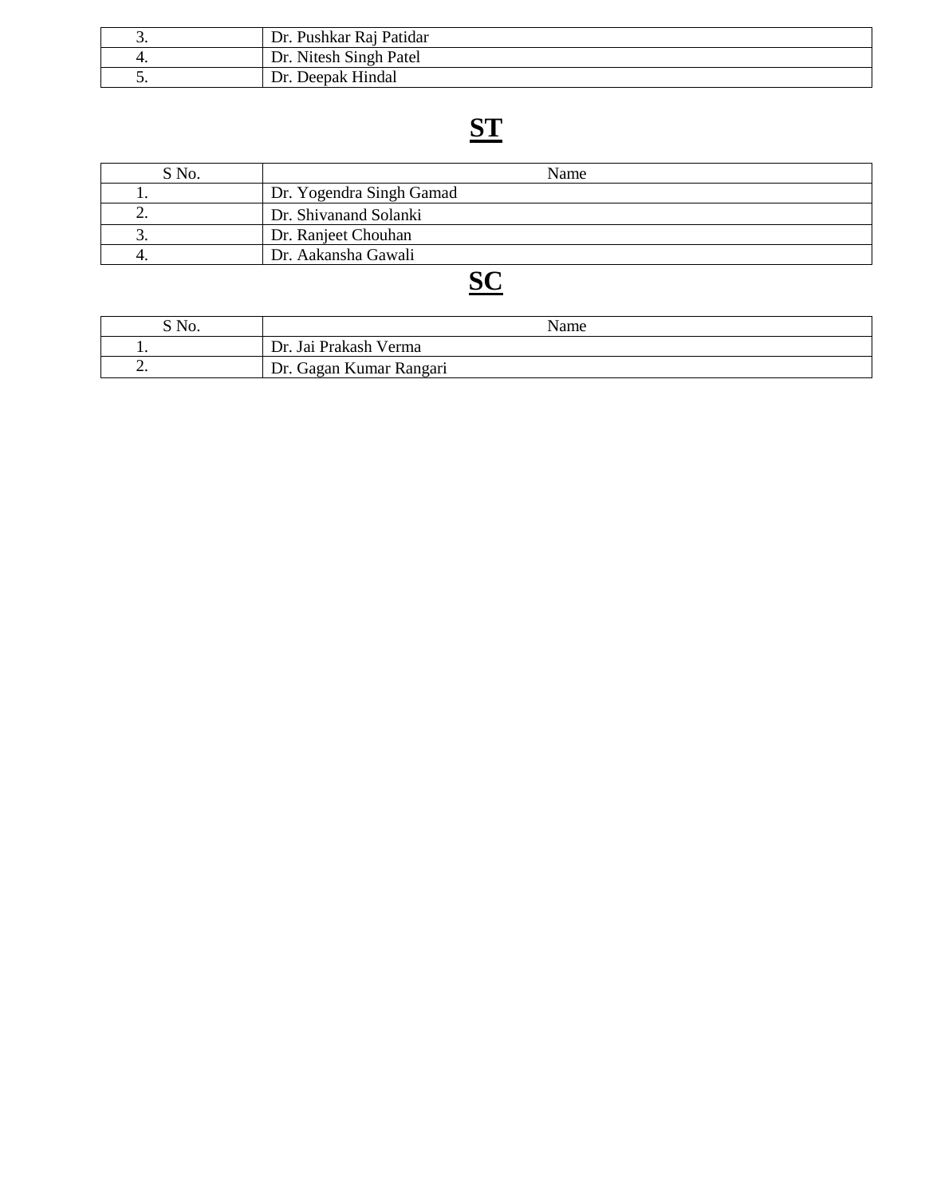| | |
|---|---|
| 3. | Dr. Pushkar Raj Patidar |
| 4. | Dr. Nitesh Singh Patel |
| 5. | Dr. Deepak Hindal |

## ST

| S No. | Name |
|---|---|
| 1. | Dr. Yogendra Singh Gamad |
| 2. | Dr. Shivanand Solanki |
| 3. | Dr. Ranjeet Chouhan |
| 4. | Dr. Aakansha Gawali |

## SC

| S No. | Name |
|---|---|
| 1. | Dr. Jai Prakash Verma |
| 2. | Dr. Gagan Kumar Rangari |